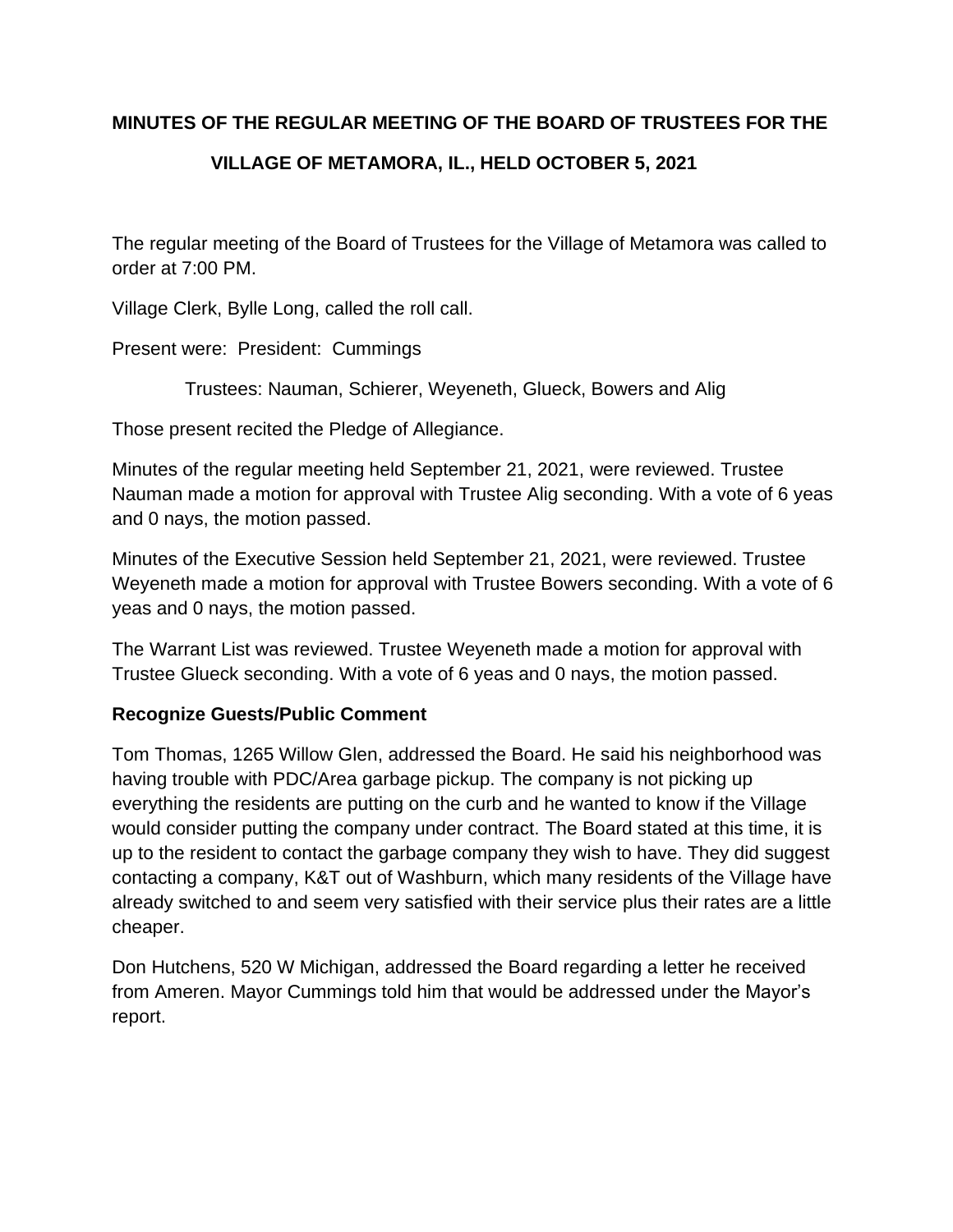**MINUTES OF THE REGULAR MEETING OF THE BOARD OF TRUSTEES FOR THE VILLAGE OF METAMORA, IL., HELD OCTOBER 5, 2021**

The regular meeting of the Board of Trustees for the Village of Metamora was called to order at 7:00 PM.

Village Clerk, Bylle Long, called the roll call.

Present were: President: Cummings

Trustees: Nauman, Schierer, Weyeneth, Glueck, Bowers and Alig

Those present recited the Pledge of Allegiance.

Minutes of the regular meeting held September 21, 2021, were reviewed. Trustee Nauman made a motion for approval with Trustee Alig seconding. With a vote of 6 yeas and 0 nays, the motion passed.

Minutes of the Executive Session held September 21, 2021, were reviewed. Trustee Weyeneth made a motion for approval with Trustee Bowers seconding. With a vote of 6 yeas and 0 nays, the motion passed.

The Warrant List was reviewed. Trustee Weyeneth made a motion for approval with Trustee Glueck seconding. With a vote of 6 yeas and 0 nays, the motion passed.

**Recognize Guests/Public Comment**

Tom Thomas, 1265 Willow Glen, addressed the Board. He said his neighborhood was having trouble with PDC/Area garbage pickup. The company is not picking up everything the residents are putting on the curb and he wanted to know if the Village would consider putting the company under contract. The Board stated at this time, it is up to the resident to contact the garbage company they wish to have. They did suggest contacting a company, K&T out of Washburn, which many residents of the Village have already switched to and seem very satisfied with their service plus their rates are a little cheaper.

Don Hutchens, 520 W Michigan, addressed the Board regarding a letter he received from Ameren. Mayor Cummings told him that would be addressed under the Mayor's report.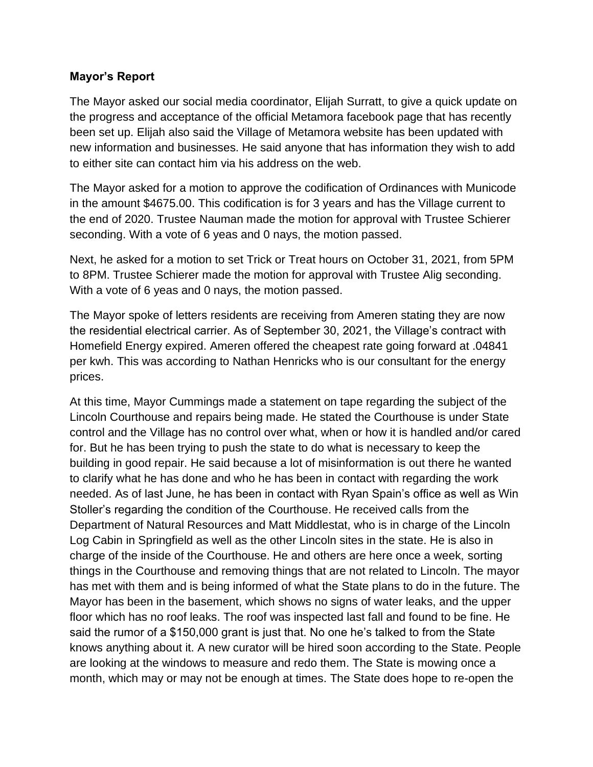**Mayor's Report**

The Mayor asked our social media coordinator, Elijah Surratt, to give a quick update on the progress and acceptance of the official Metamora facebook page that has recently been set up. Elijah also said the Village of Metamora website has been updated with new information and businesses. He said anyone that has information they wish to add to either site can contact him via his address on the web.

The Mayor asked for a motion to approve the codification of Ordinances with Municode in the amount $4675.00. This codification is for 3 years and has the Village current to the end of 2020. Trustee Nauman made the motion for approval with Trustee Schierer seconding. With a vote of 6 yeas and 0 nays, the motion passed.

Next, he asked for a motion to set Trick or Treat hours on October 31, 2021, from 5PM to 8PM. Trustee Schierer made the motion for approval with Trustee Alig seconding. With a vote of 6 yeas and 0 nays, the motion passed.

The Mayor spoke of letters residents are receiving from Ameren stating they are now the residential electrical carrier. As of September 30, 2021, the Village's contract with Homefield Energy expired. Ameren offered the cheapest rate going forward at .04841 per kwh. This was according to Nathan Henricks who is our consultant for the energy prices.

At this time, Mayor Cummings made a statement on tape regarding the subject of the Lincoln Courthouse and repairs being made. He stated the Courthouse is under State control and the Village has no control over what, when or how it is handled and/or cared for. But he has been trying to push the state to do what is necessary to keep the building in good repair. He said because a lot of misinformation is out there he wanted to clarify what he has done and who he has been in contact with regarding the work needed. As of last June, he has been in contact with Ryan Spain's office as well as Win Stoller's regarding the condition of the Courthouse. He received calls from the Department of Natural Resources and Matt Middlestat, who is in charge of the Lincoln Log Cabin in Springfield as well as the other Lincoln sites in the state. He is also in charge of the inside of the Courthouse. He and others are here once a week, sorting things in the Courthouse and removing things that are not related to Lincoln. The mayor has met with them and is being informed of what the State plans to do in the future. The Mayor has been in the basement, which shows no signs of water leaks, and the upper floor which has no roof leaks. The roof was inspected last fall and found to be fine. He said the rumor of a $150,000 grant is just that. No one he's talked to from the State knows anything about it. A new curator will be hired soon according to the State. People are looking at the windows to measure and redo them. The State is mowing once a month, which may or may not be enough at times. The State does hope to re-open the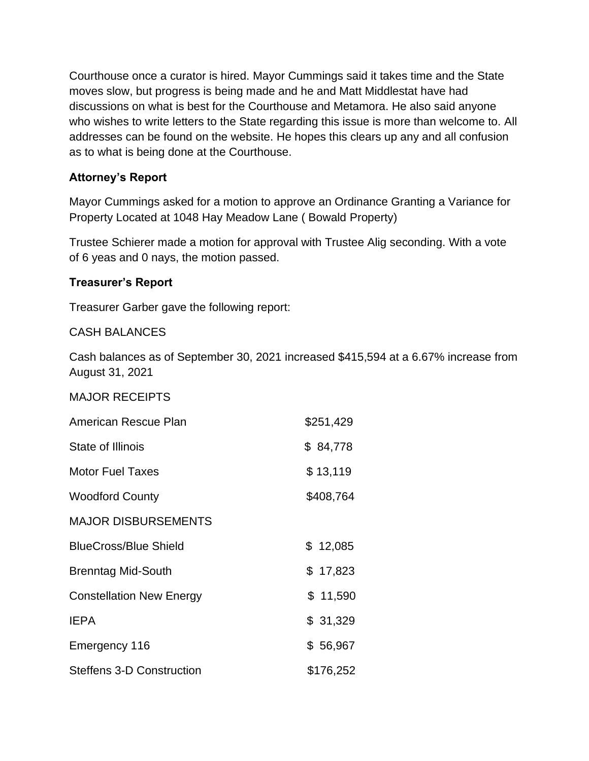Courthouse once a curator is hired. Mayor Cummings said it takes time and the State moves slow, but progress is being made and he and Matt Middlestat have had discussions on what is best for the Courthouse and Metamora. He also said anyone who wishes to write letters to the State regarding this issue is more than welcome to. All addresses can be found on the website. He hopes this clears up any and all confusion as to what is being done at the Courthouse.

**Attorney's Report**

Mayor Cummings asked for a motion to approve an Ordinance Granting a Variance for Property Located at 1048 Hay Meadow Lane ( Bowald Property)

Trustee Schierer made a motion for approval with Trustee Alig seconding. With a vote of 6 yeas and 0 nays, the motion passed.

**Treasurer's Report**

Treasurer Garber gave the following report:

CASH BALANCES

Cash balances as of September 30, 2021 increased $415,594 at a 6.67% increase from August 31, 2021

MAJOR RECEIPTS

| | |
|---|---|
| American Rescue Plan | $251,429 |
| State of Illinois | $ 84,778 |
| Motor Fuel Taxes | $ 13,119 |
| Woodford County | $408,764 |

MAJOR DISBURSEMENTS

| | |
|---|---|
| BlueCross/Blue Shield | $ 12,085 |
| Brenntag Mid-South | $ 17,823 |
| Constellation New Energy | $ 11,590 |
| IEPA | $ 31,329 |
| Emergency 116 | $ 56,967 |
| Steffens 3-D Construction | $176,252 |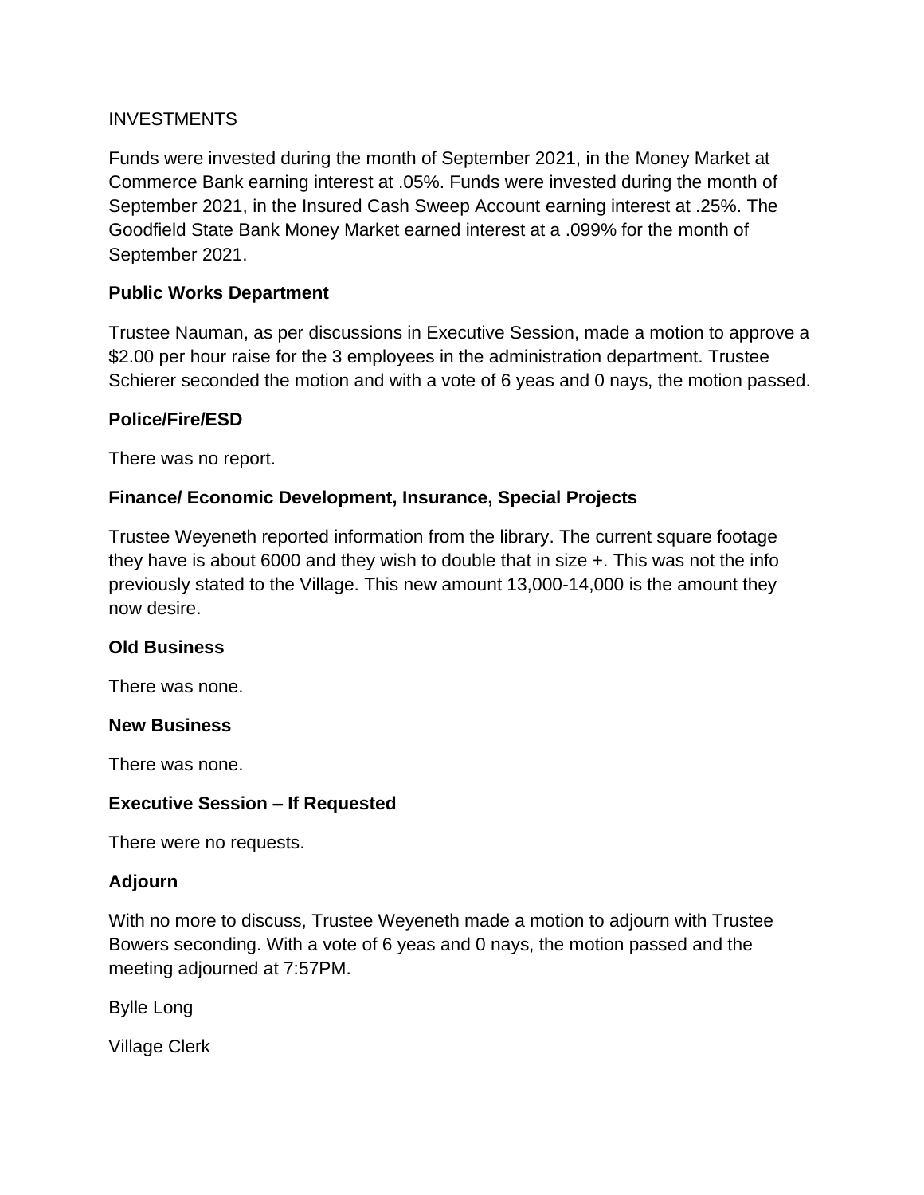INVESTMENTS

Funds were invested during the month of September 2021, in the Money Market at Commerce Bank earning interest at .05%. Funds were invested during the month of September 2021, in the Insured Cash Sweep Account earning interest at .25%. The Goodfield State Bank Money Market earned interest at a .099% for the month of September 2021.

**Public Works Department**

Trustee Nauman, as per discussions in Executive Session, made a motion to approve a $2.00 per hour raise for the 3 employees in the administration department. Trustee Schierer seconded the motion and with a vote of 6 yeas and 0 nays, the motion passed.

**Police/Fire/ESD**

There was no report.

**Finance/ Economic Development, Insurance, Special Projects**

Trustee Weyeneth reported information from the library. The current square footage they have is about 6000 and they wish to double that in size +. This was not the info previously stated to the Village. This new amount 13,000-14,000 is the amount they now desire.

**Old Business**

There was none.

**New Business**

There was none.

**Executive Session – If Requested**

There were no requests.

**Adjourn**

With no more to discuss, Trustee Weyeneth made a motion to adjourn with Trustee Bowers seconding. With a vote of 6 yeas and 0 nays, the motion passed and the meeting adjourned at 7:57PM.

Bylle Long

Village Clerk